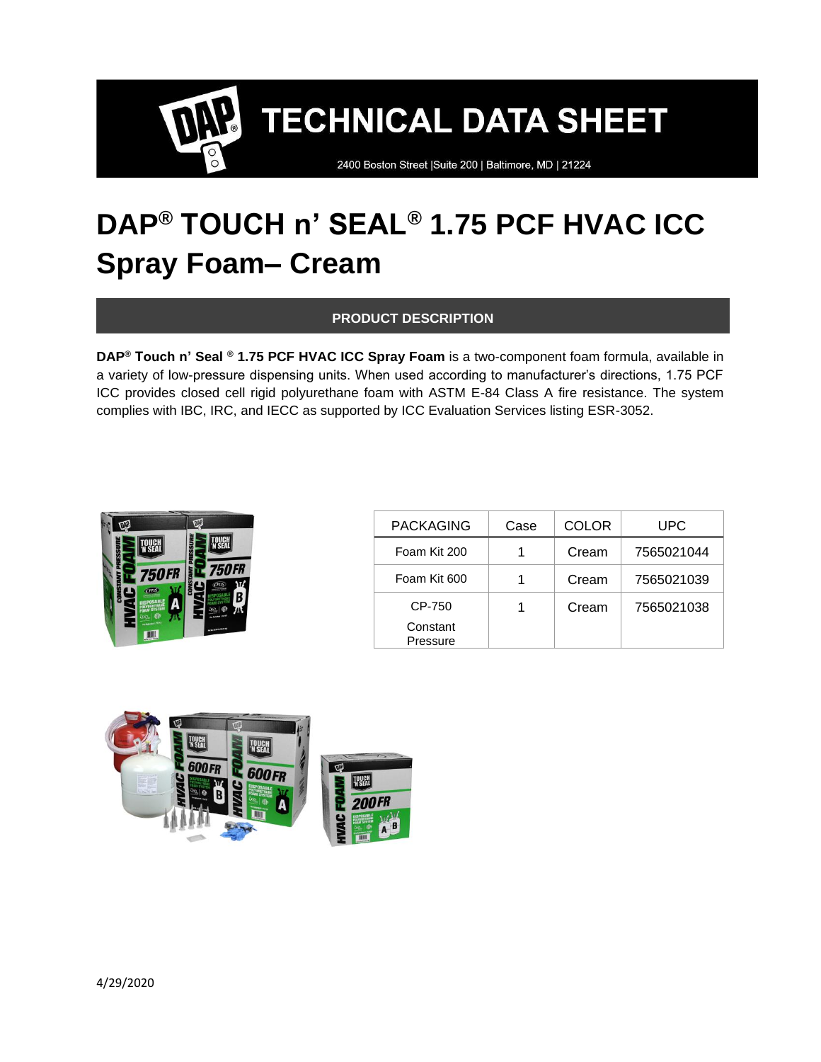# TECHNICAL DATA SHEET

2400 Boston Street |Suite 200 | Baltimore, MD | 21224

# DAP® TOUCH n' SEAL® 1.75 PCF HVAC ICC Spray Foam– Cream

## PRODUCT DESCRIPTION

**DAP® Touch n' Seal ® 1.75 PCF HVAC ICC Spray Foam** is a two-component foam formula, available in a variety of low-pressure dispensing units. When used according to manufacturer's directions, 1.75 PCF ICC provides closed cell rigid polyurethane foam with ASTM E-84 Class A fire resistance. The system complies with IBC, IRC, and IECC as supported by ICC Evaluation Services listing ESR-3052.

| PACKAGING | Case | COLOR | UPC |
|---|---|---|---|
| Foam Kit 200 | 1 | Cream | 7565021044 |
| Foam Kit 600 | 1 | Cream | 7565021039 |
| CP-750 Constant Pressure | 1 | Cream | 7565021038 |

4/29/2020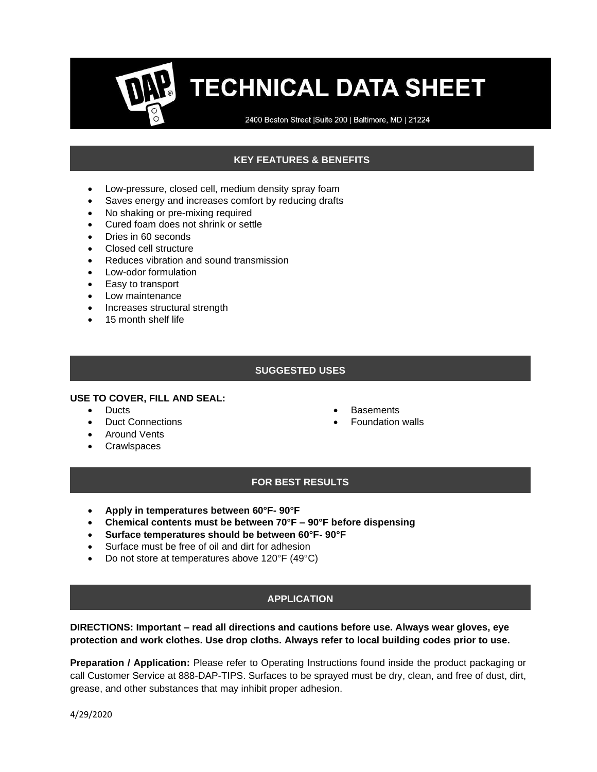# TECHNICAL DATA SHEET

2400 Boston Street |Suite 200 | Baltimore, MD | 21224

## KEY FEATURES & BENEFITS

- Low-pressure, closed cell, medium density spray foam
- Saves energy and increases comfort by reducing drafts
- No shaking or pre-mixing required
- Cured foam does not shrink or settle
- Dries in 60 seconds
- Closed cell structure
- Reduces vibration and sound transmission
- Low-odor formulation
- Easy to transport
- Low maintenance
- Increases structural strength
- 15 month shelf life

## SUGGESTED USES

**USE TO COVER, FILL AND SEAL:**

- Ducts
- Duct Connections
- Around Vents
- Crawlspaces
- Basements
- Foundation walls

## FOR BEST RESULTS

- **Apply in temperatures between 60°F- 90°F**
- **Chemical contents must be between 70°F – 90°F before dispensing**
- **Surface temperatures should be between 60°F- 90°F**
- Surface must be free of oil and dirt for adhesion
- Do not store at temperatures above 120°F (49°C)

## APPLICATION

**DIRECTIONS: Important – read all directions and cautions before use. Always wear gloves, eye protection and work clothes. Use drop cloths. Always refer to local building codes prior to use.**

**Preparation / Application:** Please refer to Operating Instructions found inside the product packaging or call Customer Service at 888-DAP-TIPS. Surfaces to be sprayed must be dry, clean, and free of dust, dirt, grease, and other substances that may inhibit proper adhesion.

4/29/2020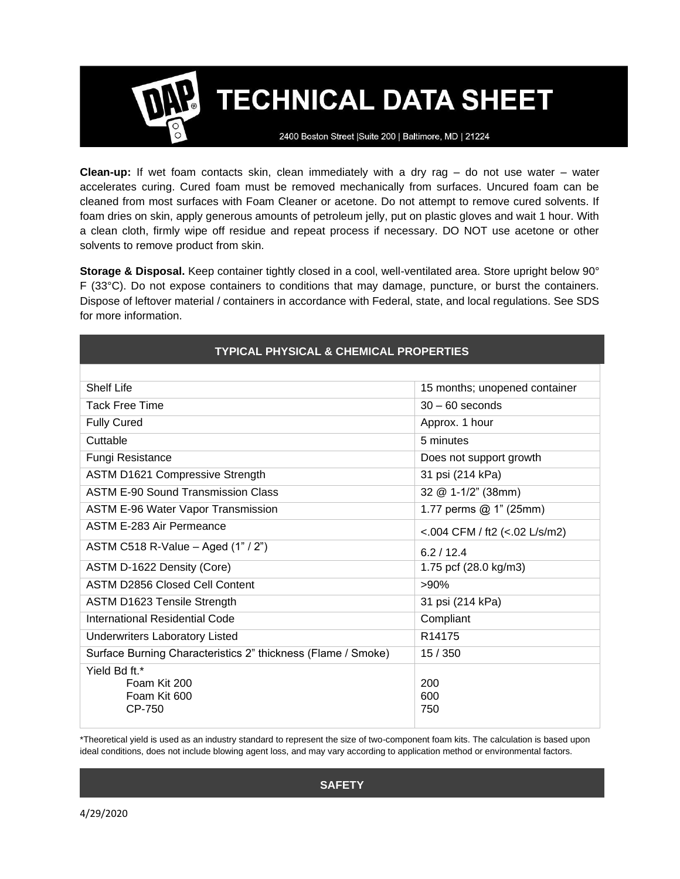**Clean-up:** If wet foam contacts skin, clean immediately with a dry rag – do not use water – water accelerates curing. Cured foam must be removed mechanically from surfaces. Uncured foam can be cleaned from most surfaces with Foam Cleaner or acetone. Do not attempt to remove cured solvents. If foam dries on skin, apply generous amounts of petroleum jelly, put on plastic gloves and wait 1 hour. With a clean cloth, firmly wipe off residue and repeat process if necessary. DO NOT use acetone or other solvents to remove product from skin.

**Storage & Disposal.** Keep container tightly closed in a cool, well-ventilated area. Store upright below 90° F (33°C). Do not expose containers to conditions that may damage, puncture, or burst the containers. Dispose of leftover material / containers in accordance with Federal, state, and local regulations. See SDS for more information.

## TYPICAL PHYSICAL & CHEMICAL PROPERTIES

| Property | Value |
|---|---|
| Shelf Life | 15 months; unopened container |
| Tack Free Time | 30 – 60 seconds |
| Fully Cured | Approx. 1 hour |
| Cuttable | 5 minutes |
| Fungi Resistance | Does not support growth |
| ASTM D1621 Compressive Strength | 31 psi (214 kPa) |
| ASTM E-90 Sound Transmission Class | 32 @ 1-1/2" (38mm) |
| ASTM E-96 Water Vapor Transmission | 1.77 perms @ 1" (25mm) |
| ASTM E-283 Air Permeance | <.004 CFM / ft2 (<.02 L/s/m2) |
| ASTM C518 R-Value – Aged (1" / 2") | 6.2 / 12.4 |
| ASTM D-1622 Density (Core) | 1.75 pcf (28.0 kg/m3) |
| ASTM D2856 Closed Cell Content | >90% |
| ASTM D1623 Tensile Strength | 31 psi (214 kPa) |
| International Residential Code | Compliant |
| Underwriters Laboratory Listed | R14175 |
| Surface Burning Characteristics 2" thickness (Flame / Smoke) | 15 / 350 |
| Yield Bd ft.*<br>Foam Kit 200<br>Foam Kit 600<br>CP-750 | <br>200<br>600<br>750 |

*Theoretical yield is used as an industry standard to represent the size of two-component foam kits. The calculation is based upon ideal conditions, does not include blowing agent loss, and may vary according to application method or environmental factors.

## SAFETY

4/29/2020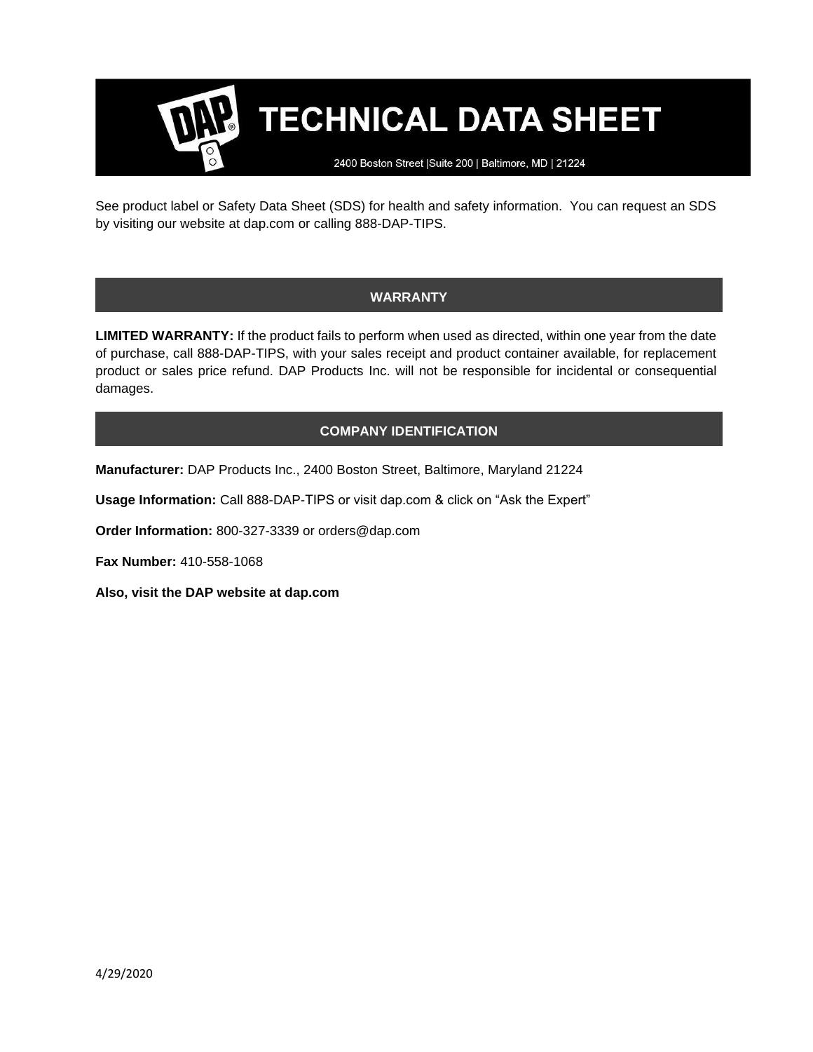# TECHNICAL DATA SHEET

2400 Boston Street |Suite 200 | Baltimore, MD | 21224

See product label or Safety Data Sheet (SDS) for health and safety information. You can request an SDS by visiting our website at dap.com or calling 888-DAP-TIPS.

## WARRANTY

**LIMITED WARRANTY:** If the product fails to perform when used as directed, within one year from the date of purchase, call 888-DAP-TIPS, with your sales receipt and product container available, for replacement product or sales price refund. DAP Products Inc. will not be responsible for incidental or consequential damages.

## COMPANY IDENTIFICATION

**Manufacturer:** DAP Products Inc., 2400 Boston Street, Baltimore, Maryland 21224

**Usage Information:** Call 888-DAP-TIPS or visit dap.com & click on "Ask the Expert"

**Order Information:** 800-327-3339 or orders@dap.com

**Fax Number:** 410-558-1068

**Also, visit the DAP website at dap.com**

4/29/2020